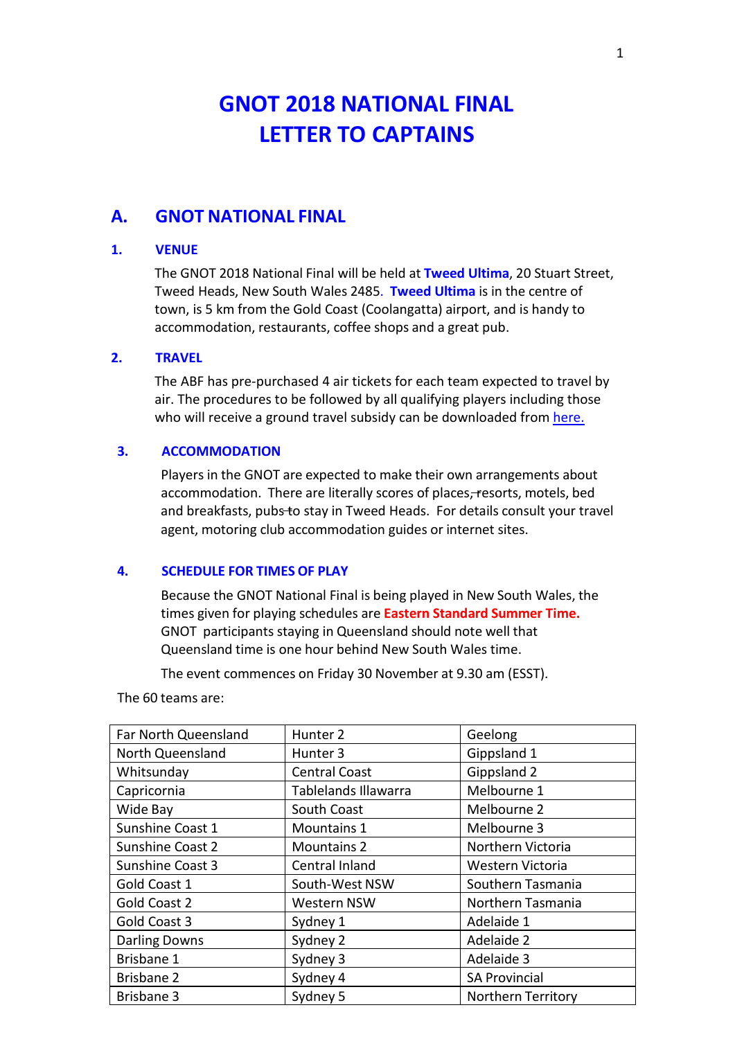# GNOT 2018 NATIONAL FINAL
# LETTER TO CAPTAINS

## A. GNOT NATIONAL FINAL

### 1. VENUE

The GNOT 2018 National Final will be held at **Tweed Ultima**, 20 Stuart Street, Tweed Heads, New South Wales 2485. **Tweed Ultima** is in the centre of town, is 5 km from the Gold Coast (Coolangatta) airport, and is handy to accommodation, restaurants, coffee shops and a great pub.

### 2. TRAVEL

The ABF has pre-purchased 4 air tickets for each team expected to travel by air. The procedures to be followed by all qualifying players including those who will receive a ground travel subsidy can be downloaded from here.

### 3. ACCOMMODATION

Players in the GNOT are expected to make their own arrangements about accommodation. There are literally scores of places ~~, r~~esorts, motels, bed and breakfasts, pubs ~~to~~ stay in Tweed Heads. For details consult your travel agent, motoring club accommodation guides or internet sites.

### 4. SCHEDULE FOR TIMES OF PLAY

Because the GNOT National Final is being played in New South Wales, the times given for playing schedules are **Eastern Standard Summer Time.** GNOT participants staying in Queensland should note well that Queensland time is one hour behind New South Wales time.

The event commences on Friday 30 November at 9.30 am (ESST).

The 60 teams are:

| | | |
|---|---|---|
| Far North Queensland | Hunter 2 | Geelong |
| North Queensland | Hunter 3 | Gippsland 1 |
| Whitsunday | Central Coast | Gippsland 2 |
| Capricornia | Tablelands Illawarra | Melbourne 1 |
| Wide Bay | South Coast | Melbourne 2 |
| Sunshine Coast 1 | Mountains 1 | Melbourne 3 |
| Sunshine Coast 2 | Mountains 2 | Northern Victoria |
| Sunshine Coast 3 | Central Inland | Western Victoria |
| Gold Coast 1 | South-West NSW | Southern Tasmania |
| Gold Coast 2 | Western NSW | Northern Tasmania |
| Gold Coast 3 | Sydney 1 | Adelaide 1 |
| Darling Downs | Sydney 2 | Adelaide 2 |
| Brisbane 1 | Sydney 3 | Adelaide 3 |
| Brisbane 2 | Sydney 4 | SA Provincial |
| Brisbane 3 | Sydney 5 | Northern Territory |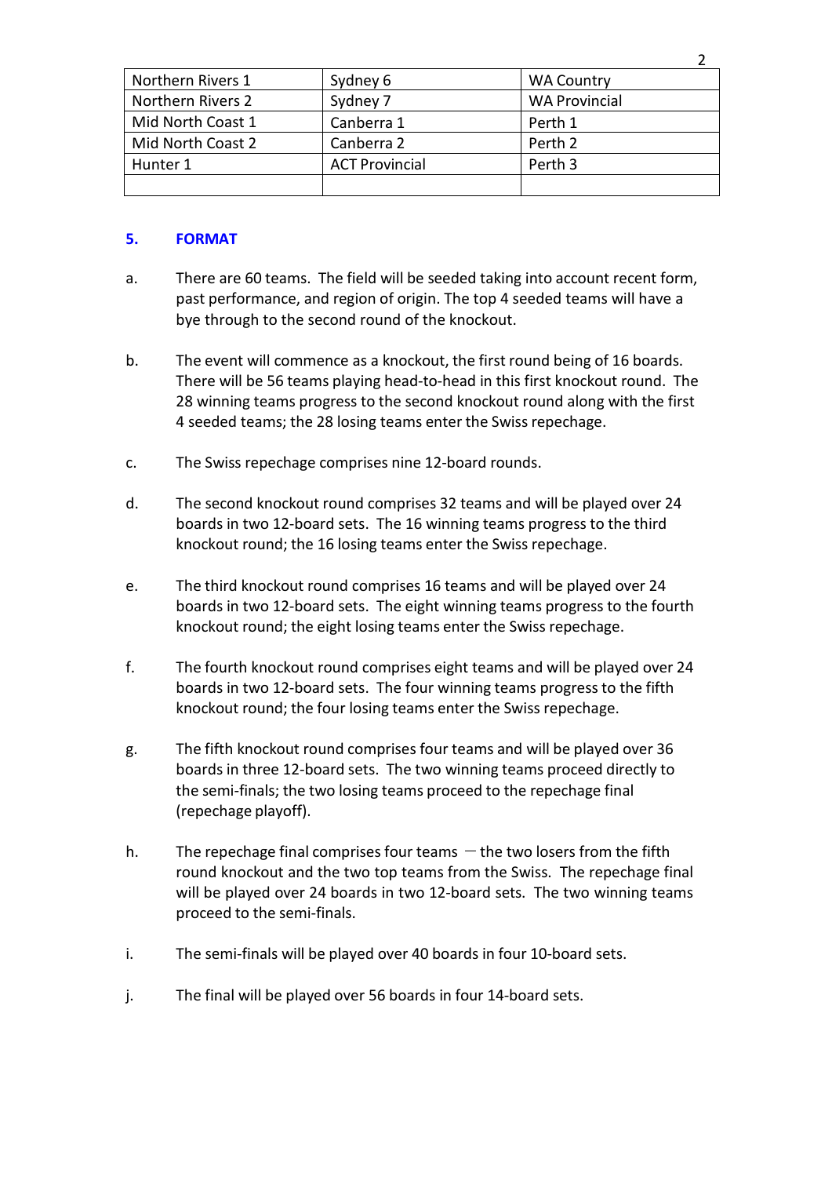| Northern Rivers 1 | Sydney 6 | WA Country |
|---|---|---|
| Northern Rivers 2 | Sydney 7 | WA Provincial |
| Mid North Coast 1 | Canberra 1 | Perth 1 |
| Mid North Coast 2 | Canberra 2 | Perth 2 |
| Hunter 1 | ACT Provincial | Perth 3 |
| | | |

## 5. FORMAT

a. There are 60 teams. The field will be seeded taking into account recent form, past performance, and region of origin. The top 4 seeded teams will have a bye through to the second round of the knockout.

b. The event will commence as a knockout, the first round being of 16 boards. There will be 56 teams playing head-to-head in this first knockout round. The 28 winning teams progress to the second knockout round along with the first 4 seeded teams; the 28 losing teams enter the Swiss repechage.

c. The Swiss repechage comprises nine 12-board rounds.

d. The second knockout round comprises 32 teams and will be played over 24 boards in two 12-board sets. The 16 winning teams progress to the third knockout round; the 16 losing teams enter the Swiss repechage.

e. The third knockout round comprises 16 teams and will be played over 24 boards in two 12-board sets. The eight winning teams progress to the fourth knockout round; the eight losing teams enter the Swiss repechage.

f. The fourth knockout round comprises eight teams and will be played over 24 boards in two 12-board sets. The four winning teams progress to the fifth knockout round; the four losing teams enter the Swiss repechage.

g. The fifth knockout round comprises four teams and will be played over 36 boards in three 12-board sets. The two winning teams proceed directly to the semi-finals; the two losing teams proceed to the repechage final (repechage playoff).

h. The repechage final comprises four teams – the two losers from the fifth round knockout and the two top teams from the Swiss. The repechage final will be played over 24 boards in two 12-board sets. The two winning teams proceed to the semi-finals.

i. The semi-finals will be played over 40 boards in four 10-board sets.

j. The final will be played over 56 boards in four 14-board sets.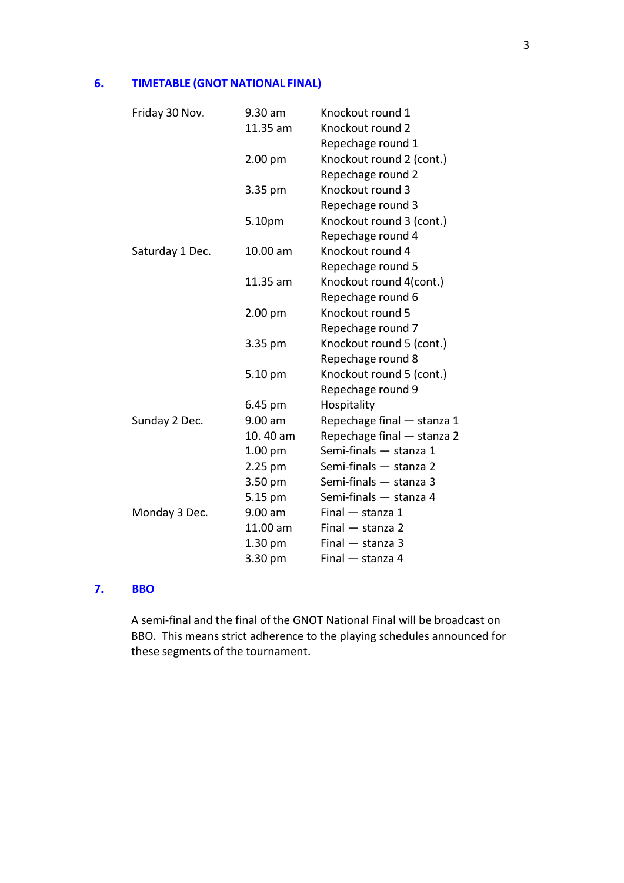## 6. TIMETABLE (GNOT NATIONAL FINAL)

| | | |
|---|---|---|
| Friday 30 Nov. | 9.30 am | Knockout round 1 |
| | 11.35 am | Knockout round 2 |
| | | Repechage round 1 |
| | 2.00 pm | Knockout round 2 (cont.) |
| | | Repechage round 2 |
| | 3.35 pm | Knockout round 3 |
| | | Repechage round 3 |
| | 5.10pm | Knockout round 3 (cont.) |
| | | Repechage round 4 |
| Saturday 1 Dec. | 10.00 am | Knockout round 4 |
| | | Repechage round 5 |
| | 11.35 am | Knockout round 4(cont.) |
| | | Repechage round 6 |
| | 2.00 pm | Knockout round 5 |
| | | Repechage round 7 |
| | 3.35 pm | Knockout round 5 (cont.) |
| | | Repechage round 8 |
| | 5.10 pm | Knockout round 5 (cont.) |
| | | Repechage round 9 |
| | 6.45 pm | Hospitality |
| Sunday 2 Dec. | 9.00 am | Repechage final — stanza 1 |
| | 10. 40 am | Repechage final — stanza 2 |
| | 1.00 pm | Semi-finals — stanza 1 |
| | 2.25 pm | Semi-finals — stanza 2 |
| | 3.50 pm | Semi-finals — stanza 3 |
| | 5.15 pm | Semi-finals — stanza 4 |
| Monday 3 Dec. | 9.00 am | Final — stanza 1 |
| | 11.00 am | Final — stanza 2 |
| | 1.30 pm | Final — stanza 3 |
| | 3.30 pm | Final — stanza 4 |

## 7. BBO

A semi-final and the final of the GNOT National Final will be broadcast on BBO. This means strict adherence to the playing schedules announced for these segments of the tournament.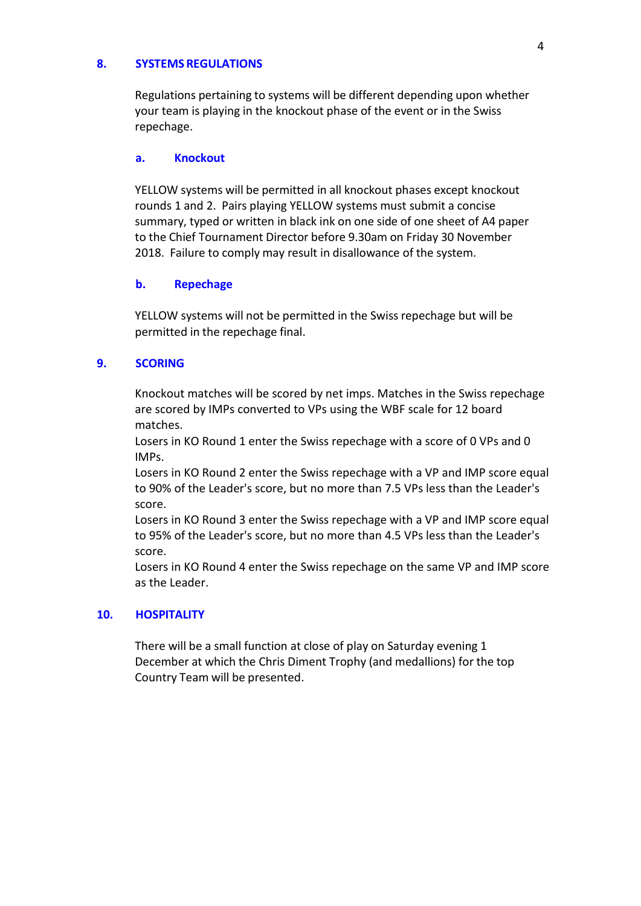## 8. SYSTEMS REGULATIONS

Regulations pertaining to systems will be different depending upon whether your team is playing in the knockout phase of the event or in the Swiss repechage.

### a. Knockout

YELLOW systems will be permitted in all knockout phases except knockout rounds 1 and 2. Pairs playing YELLOW systems must submit a concise summary, typed or written in black ink on one side of one sheet of A4 paper to the Chief Tournament Director before 9.30am on Friday 30 November 2018. Failure to comply may result in disallowance of the system.

### b. Repechage

YELLOW systems will not be permitted in the Swiss repechage but will be permitted in the repechage final.

## 9. SCORING

Knockout matches will be scored by net imps. Matches in the Swiss repechage are scored by IMPs converted to VPs using the WBF scale for 12 board matches.
Losers in KO Round 1 enter the Swiss repechage with a score of 0 VPs and 0 IMPs.
Losers in KO Round 2 enter the Swiss repechage with a VP and IMP score equal to 90% of the Leader's score, but no more than 7.5 VPs less than the Leader's score.
Losers in KO Round 3 enter the Swiss repechage with a VP and IMP score equal to 95% of the Leader's score, but no more than 4.5 VPs less than the Leader's score.
Losers in KO Round 4 enter the Swiss repechage on the same VP and IMP score as the Leader.

## 10. HOSPITALITY

There will be a small function at close of play on Saturday evening 1 December at which the Chris Diment Trophy (and medallions) for the top Country Team will be presented.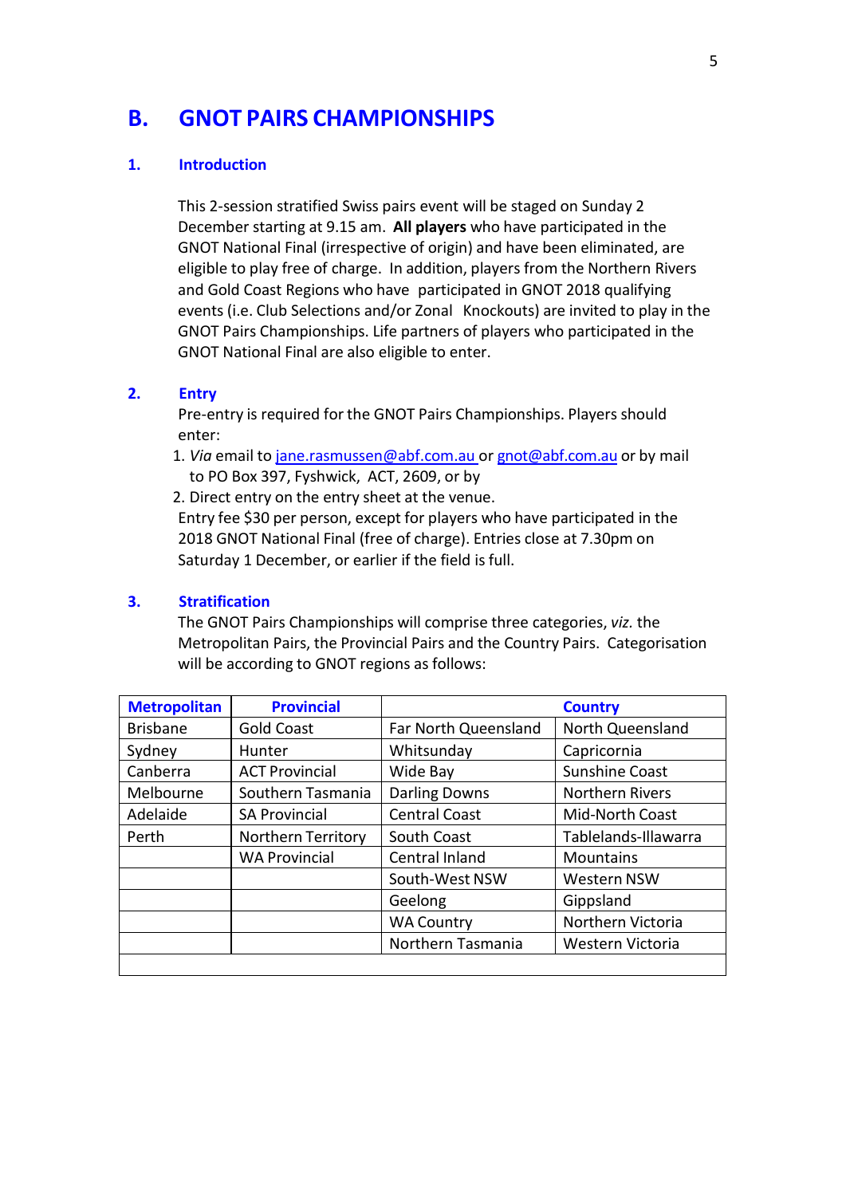# B. GNOT PAIRS CHAMPIONSHIPS

## 1. Introduction

This 2-session stratified Swiss pairs event will be staged on Sunday 2 December starting at 9.15 am. **All players** who have participated in the GNOT National Final (irrespective of origin) and have been eliminated, are eligible to play free of charge. In addition, players from the Northern Rivers and Gold Coast Regions who have participated in GNOT 2018 qualifying events (i.e. Club Selections and/or Zonal Knockouts) are invited to play in the GNOT Pairs Championships. Life partners of players who participated in the GNOT National Final are also eligible to enter.

## 2. Entry

Pre-entry is required for the GNOT Pairs Championships. Players should enter:

1. *Via* email to jane.rasmussen@abf.com.au or gnot@abf.com.au or by mail to PO Box 397, Fyshwick, ACT, 2609, or by
2. Direct entry on the entry sheet at the venue.

Entry fee $30 per person, except for players who have participated in the 2018 GNOT National Final (free of charge). Entries close at 7.30pm on Saturday 1 December, or earlier if the field is full.

## 3. Stratification

The GNOT Pairs Championships will comprise three categories, *viz.* the Metropolitan Pairs, the Provincial Pairs and the Country Pairs. Categorisation will be according to GNOT regions as follows:

| Metropolitan | Provincial | Country | |
|---|---|---|---|
| Brisbane | Gold Coast | Far North Queensland | North Queensland |
| Sydney | Hunter | Whitsunday | Capricornia |
| Canberra | ACT Provincial | Wide Bay | Sunshine Coast |
| Melbourne | Southern Tasmania | Darling Downs | Northern Rivers |
| Adelaide | SA Provincial | Central Coast | Mid-North Coast |
| Perth | Northern Territory | South Coast | Tablelands-Illawarra |
| | WA Provincial | Central Inland | Mountains |
| | | South-West NSW | Western NSW |
| | | Geelong | Gippsland |
| | | WA Country | Northern Victoria |
| | | Northern Tasmania | Western Victoria |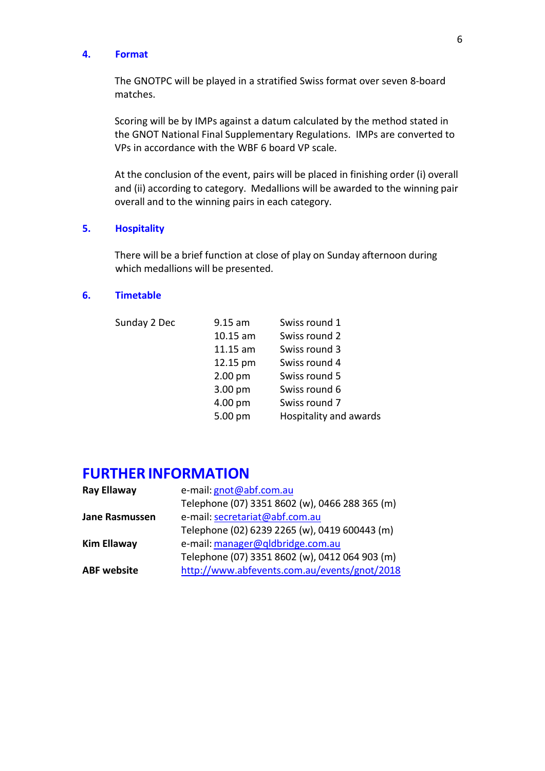## 4. Format

The GNOTPC will be played in a stratified Swiss format over seven 8-board matches.

Scoring will be by IMPs against a datum calculated by the method stated in the GNOT National Final Supplementary Regulations. IMPs are converted to VPs in accordance with the WBF 6 board VP scale.

At the conclusion of the event, pairs will be placed in finishing order (i) overall and (ii) according to category. Medallions will be awarded to the winning pair overall and to the winning pairs in each category.

## 5. Hospitality

There will be a brief function at close of play on Sunday afternoon during which medallions will be presented.

## 6. Timetable

| | | |
|---|---|---|
| Sunday 2 Dec | 9.15 am | Swiss round 1 |
| | 10.15 am | Swiss round 2 |
| | 11.15 am | Swiss round 3 |
| | 12.15 pm | Swiss round 4 |
| | 2.00 pm | Swiss round 5 |
| | 3.00 pm | Swiss round 6 |
| | 4.00 pm | Swiss round 7 |
| | 5.00 pm | Hospitality and awards |

# FURTHER INFORMATION

| | |
|---|---|
| **Ray Ellaway** | e-mail: gnot@abf.com.au |
| | Telephone (07) 3351 8602 (w), 0466 288 365 (m) |
| **Jane Rasmussen** | e-mail: secretariat@abf.com.au |
| | Telephone (02) 6239 2265 (w), 0419 600443 (m) |
| **Kim Ellaway** | e-mail: manager@qldbridge.com.au |
| | Telephone (07) 3351 8602 (w), 0412 064 903 (m) |
| **ABF website** | http://www.abfevents.com.au/events/gnot/2018 |